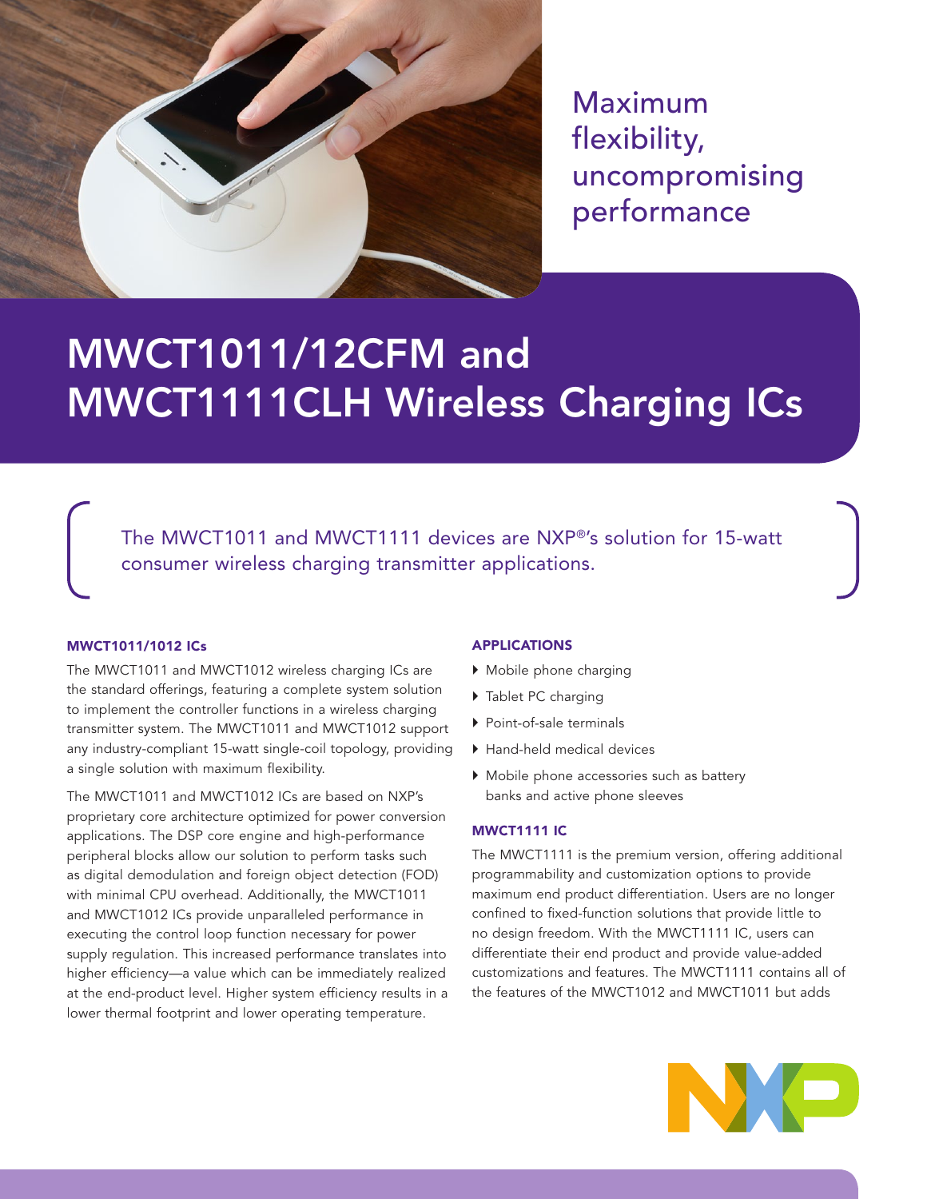Maximum flexibility, uncompromising performance

# MWCT1011/12CFM and MWCT1111CLH Wireless Charging ICs

The MWCT1011 and MWCT1111 devices are NXP®'s solution for 15-watt consumer wireless charging transmitter applications.

### MWCT1011/1012 ICs

The MWCT1011 and MWCT1012 wireless charging ICs are the standard offerings, featuring a complete system solution to implement the controller functions in a wireless charging transmitter system. The MWCT1011 and MWCT1012 support any industry-compliant 15-watt single-coil topology, providing a single solution with maximum flexibility.

The MWCT1011 and MWCT1012 ICs are based on NXP's proprietary core architecture optimized for power conversion applications. The DSP core engine and high-performance peripheral blocks allow our solution to perform tasks such as digital demodulation and foreign object detection (FOD) with minimal CPU overhead. Additionally, the MWCT1011 and MWCT1012 ICs provide unparalleled performance in executing the control loop function necessary for power supply regulation. This increased performance translates into higher efficiency—a value which can be immediately realized at the end-product level. Higher system efficiency results in a lower thermal footprint and lower operating temperature.

### APPLICATIONS

- Mobile phone charging
- Tablet PC charging
- Point-of-sale terminals
- Hand-held medical devices
- Mobile phone accessories such as battery banks and active phone sleeves

### MWCT1111 IC

The MWCT1111 is the premium version, offering additional programmability and customization options to provide maximum end product differentiation. Users are no longer confined to fixed-function solutions that provide little to no design freedom. With the MWCT1111 IC, users can differentiate their end product and provide value-added customizations and features. The MWCT1111 contains all of the features of the MWCT1012 and MWCT1011 but adds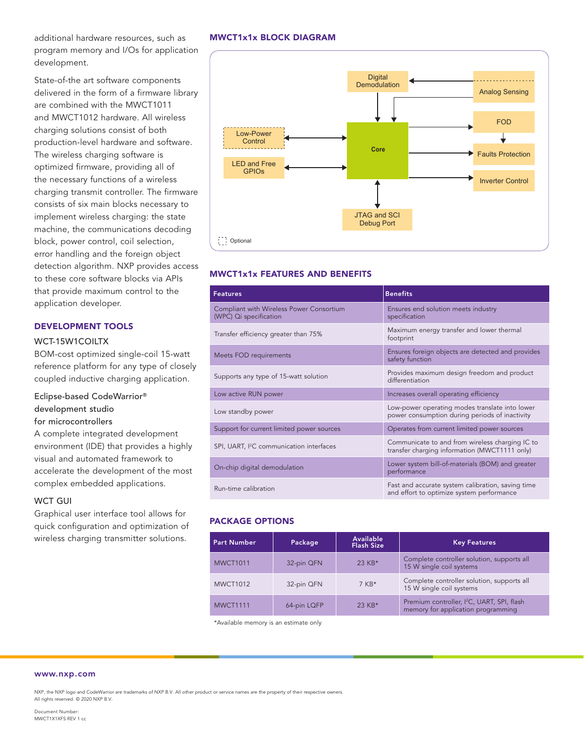additional hardware resources, such as program memory and I/Os for application development.

State-of-the art software components delivered in the form of a firmware library are combined with the MWCT1011 and MWCT1012 hardware. All wireless charging solutions consist of both production-level hardware and software. The wireless charging software is optimized firmware, providing all of the necessary functions of a wireless charging transmit controller. The firmware consists of six main blocks necessary to implement wireless charging: the state machine, the communications decoding block, power control, coil selection, error handling and the foreign object detection algorithm. NXP provides access to these core software blocks via APIs that provide maximum control to the application developer.

## DEVELOPMENT TOOLS

### WCT-15W1COILTX

BOM-cost optimized single-coil 15-watt reference platform for any type of closely coupled inductive charging application.

### Eclipse-based CodeWarrior® development studio for microcontrollers

A complete integrated development environment (IDE) that provides a highly visual and automated framework to accelerate the development of the most complex embedded applications.

### WCT GUI

Graphical user interface tool allows for quick configuration and optimization of wireless charging transmitter solutions.

## MWCT1x1x BLOCK DIAGRAM

Digital Demodulation

Analog Sensing

FOD

Faults Protection

Inverter Control

Low-Power Control

LED and Free GPIOs

Core

JTAG and SCI Debug Port

Optional

## MWCT1x1x FEATURES AND BENEFITS

| Features | Benefits |
|---|---|
| Compliant with Wireless Power Consortium (WPC) Qi specification | Ensures end solution meets industry specification |
| Transfer efficiency greater than 75% | Maximum energy transfer and lower thermal footprint |
| Meets FOD requirements | Ensures foreign objects are detected and provides safety function |
| Supports any type of 15-watt solution | Provides maximum design freedom and product differentiation |
| Low active RUN power | Increases overall operating efficiency |
| Low standby power | Low-power operating modes translate into lower power consumption during periods of inactivity |
| Support for current limited power sources | Operates from current limited power sources |
| SPI, UART, I²C communication interfaces | Communicate to and from wireless charging IC to transfer charging information (MWCT1111 only) |
| On-chip digital demodulation | Lower system bill-of-materials (BOM) and greater performance |
| Run-time calibration | Fast and accurate system calibration, saving time and effort to optimize system performance |

## PACKAGE OPTIONS

| Part Number | Package | Available Flash Size | Key Features |
|---|---|---|---|
| MWCT1011 | 32-pin QFN | 23 KB* | Complete controller solution, supports all 15 W single coil systems |
| MWCT1012 | 32-pin QFN | 7 KB* | Complete controller solution, supports all 15 W single coil systems |
| MWCT1111 | 64-pin LQFP | 23 KB* | Premium controller, I²C, UART, SPI, flash memory for application programming |

*Available memory is an estimate only

www.nxp.com

NXP, the NXP logo and CodeWarrior are trademarks of NXP B.V. All other product or service names are the property of their respective owners. All rights reserved. © 2020 NXP B.V.

Document Number: MWCT1X1XFS REV 1 cc